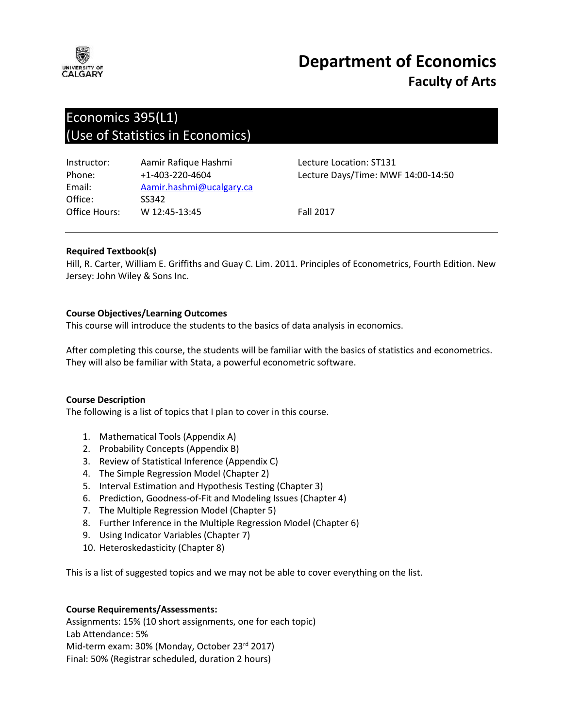# Department of Economics

## Faculty of Arts

## Economics 395(L1)
## (Use of Statistics in Economics)

| | | |
|---|---|---|
| Instructor: | Aamir Rafique Hashmi | Lecture Location: ST131 |
| Phone: | +1-403-220-4604 | Lecture Days/Time: MWF 14:00-14:50 |
| Email: | Aamir.hashmi@ucalgary.ca | |
| Office: | SS342 | |
| Office Hours: | W 12:45-13:45 | Fall 2017 |

---

**Required Textbook(s)**

Hill, R. Carter, William E. Griffiths and Guay C. Lim. 2011. Principles of Econometrics, Fourth Edition. New Jersey: John Wiley & Sons Inc.

**Course Objectives/Learning Outcomes**

This course will introduce the students to the basics of data analysis in economics.

After completing this course, the students will be familiar with the basics of statistics and econometrics. They will also be familiar with Stata, a powerful econometric software.

**Course Description**

The following is a list of topics that I plan to cover in this course.

1. Mathematical Tools (Appendix A)
2. Probability Concepts (Appendix B)
3. Review of Statistical Inference (Appendix C)
4. The Simple Regression Model (Chapter 2)
5. Interval Estimation and Hypothesis Testing (Chapter 3)
6. Prediction, Goodness-of-Fit and Modeling Issues (Chapter 4)
7. The Multiple Regression Model (Chapter 5)
8. Further Inference in the Multiple Regression Model (Chapter 6)
9. Using Indicator Variables (Chapter 7)
10. Heteroskedasticity (Chapter 8)

This is a list of suggested topics and we may not be able to cover everything on the list.

**Course Requirements/Assessments:**

Assignments: 15% (10 short assignments, one for each topic)
Lab Attendance: 5%
Mid-term exam: 30% (Monday, October 23rd 2017)
Final: 50% (Registrar scheduled, duration 2 hours)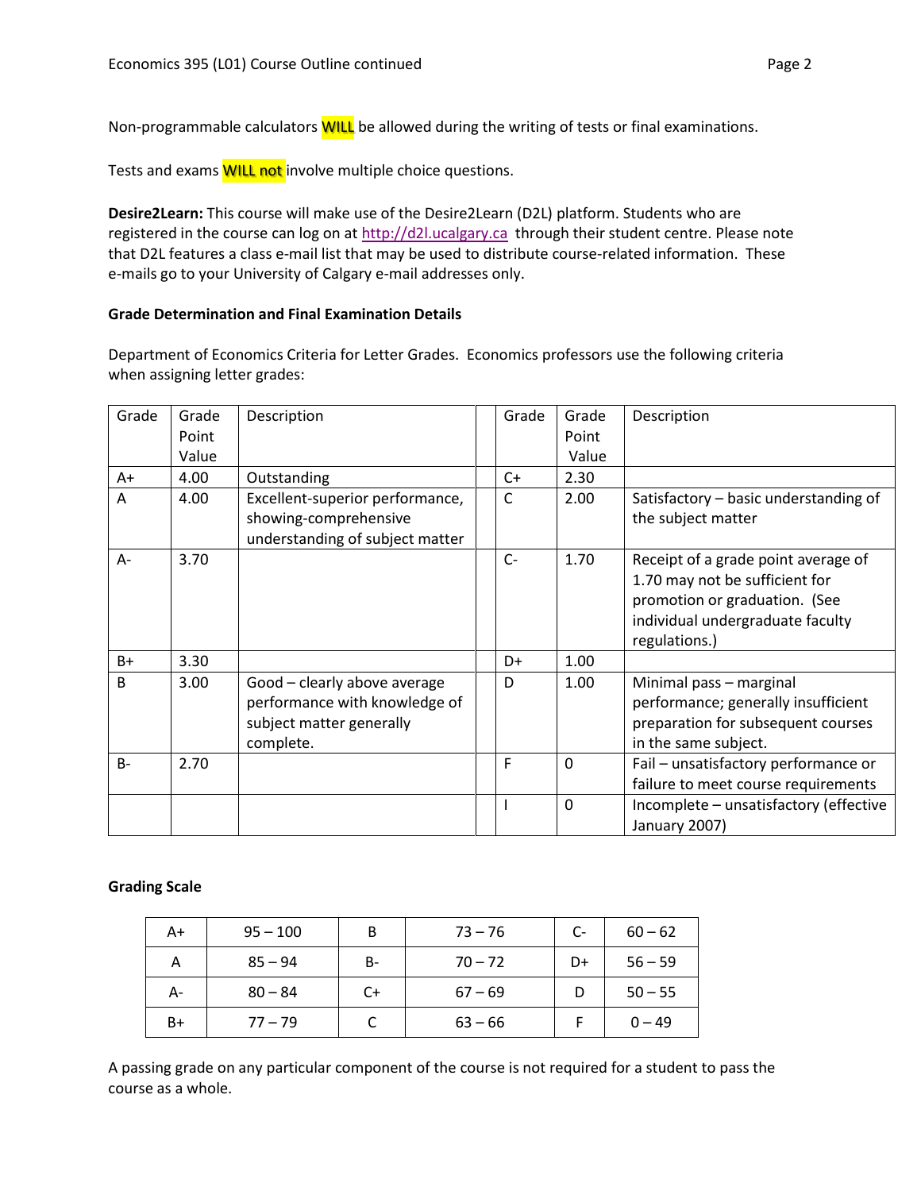Non-programmable calculators WILL be allowed during the writing of tests or final examinations.

Tests and exams WILL not involve multiple choice questions.

**Desire2Learn:** This course will make use of the Desire2Learn (D2L) platform. Students who are registered in the course can log on at http://d2l.ucalgary.ca through their student centre. Please note that D2L features a class e-mail list that may be used to distribute course-related information. These e-mails go to your University of Calgary e-mail addresses only.

**Grade Determination and Final Examination Details**

Department of Economics Criteria for Letter Grades. Economics professors use the following criteria when assigning letter grades:

| Grade | Grade Point Value | Description | Grade | Grade Point Value | Description |
|---|---|---|---|---|---|
| A+ | 4.00 | Outstanding | C+ | 2.30 | |
| A | 4.00 | Excellent-superior performance, showing-comprehensive understanding of subject matter | C | 2.00 | Satisfactory – basic understanding of the subject matter |
| A- | 3.70 | | C- | 1.70 | Receipt of a grade point average of 1.70 may not be sufficient for promotion or graduation. (See individual undergraduate faculty regulations.) |
| B+ | 3.30 | | D+ | 1.00 | |
| B | 3.00 | Good – clearly above average performance with knowledge of subject matter generally complete. | D | 1.00 | Minimal pass – marginal performance; generally insufficient preparation for subsequent courses in the same subject. |
| B- | 2.70 | | F | 0 | Fail – unsatisfactory performance or failure to meet course requirements |
| | | | I | 0 | Incomplete – unsatisfactory (effective January 2007) |

**Grading Scale**

| | | | | | |
|---|---|---|---|---|---|
| A+ | 95 – 100 | B | 73 – 76 | C- | 60 – 62 |
| A | 85 – 94 | B- | 70 – 72 | D+ | 56 – 59 |
| A- | 80 – 84 | C+ | 67 – 69 | D | 50 – 55 |
| B+ | 77 – 79 | C | 63 – 66 | F | 0 – 49 |

A passing grade on any particular component of the course is not required for a student to pass the course as a whole.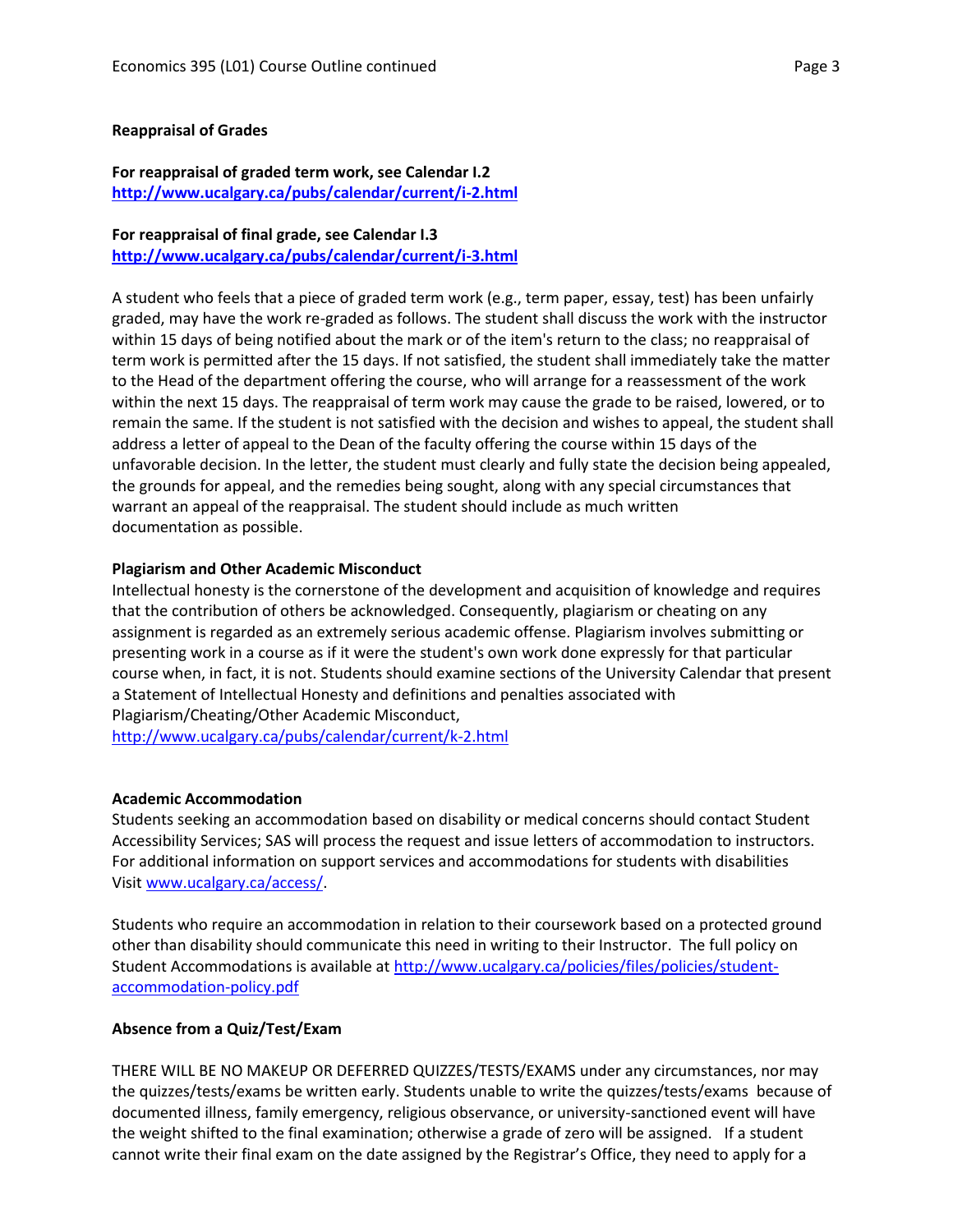**Reappraisal of Grades**

**For reappraisal of graded term work, see Calendar I.2**
**http://www.ucalgary.ca/pubs/calendar/current/i-2.html**

**For reappraisal of final grade, see Calendar I.3**
**http://www.ucalgary.ca/pubs/calendar/current/i-3.html**

A student who feels that a piece of graded term work (e.g., term paper, essay, test) has been unfairly graded, may have the work re-graded as follows. The student shall discuss the work with the instructor within 15 days of being notified about the mark or of the item's return to the class; no reappraisal of term work is permitted after the 15 days. If not satisfied, the student shall immediately take the matter to the Head of the department offering the course, who will arrange for a reassessment of the work within the next 15 days. The reappraisal of term work may cause the grade to be raised, lowered, or to remain the same. If the student is not satisfied with the decision and wishes to appeal, the student shall address a letter of appeal to the Dean of the faculty offering the course within 15 days of the unfavorable decision. In the letter, the student must clearly and fully state the decision being appealed, the grounds for appeal, and the remedies being sought, along with any special circumstances that warrant an appeal of the reappraisal. The student should include as much written documentation as possible.

**Plagiarism and Other Academic Misconduct**

Intellectual honesty is the cornerstone of the development and acquisition of knowledge and requires that the contribution of others be acknowledged. Consequently, plagiarism or cheating on any assignment is regarded as an extremely serious academic offense. Plagiarism involves submitting or presenting work in a course as if it were the student's own work done expressly for that particular course when, in fact, it is not. Students should examine sections of the University Calendar that present a Statement of Intellectual Honesty and definitions and penalties associated with Plagiarism/Cheating/Other Academic Misconduct,
http://www.ucalgary.ca/pubs/calendar/current/k-2.html

**Academic Accommodation**

Students seeking an accommodation based on disability or medical concerns should contact Student Accessibility Services; SAS will process the request and issue letters of accommodation to instructors. For additional information on support services and accommodations for students with disabilities Visit www.ucalgary.ca/access/.

Students who require an accommodation in relation to their coursework based on a protected ground other than disability should communicate this need in writing to their Instructor. The full policy on Student Accommodations is available at http://www.ucalgary.ca/policies/files/policies/student-accommodation-policy.pdf

**Absence from a Quiz/Test/Exam**

THERE WILL BE NO MAKEUP OR DEFERRED QUIZZES/TESTS/EXAMS under any circumstances, nor may the quizzes/tests/exams be written early. Students unable to write the quizzes/tests/exams because of documented illness, family emergency, religious observance, or university-sanctioned event will have the weight shifted to the final examination; otherwise a grade of zero will be assigned. If a student cannot write their final exam on the date assigned by the Registrar's Office, they need to apply for a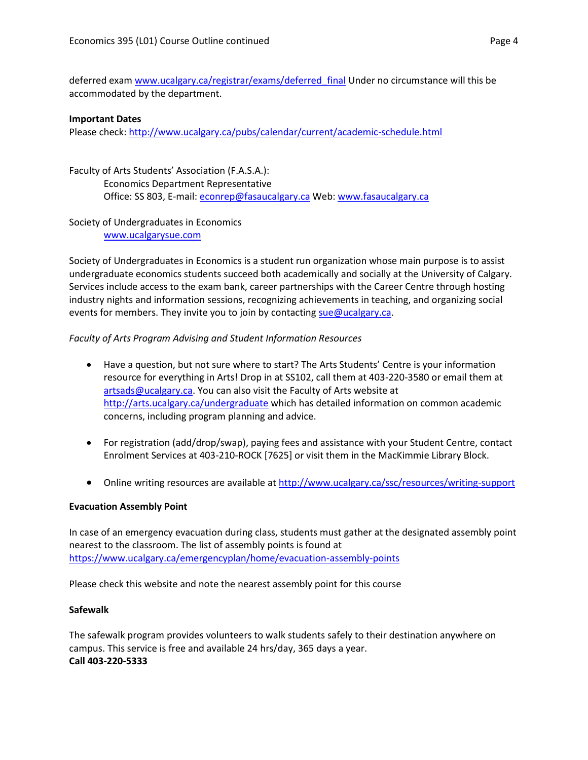deferred exam www.ucalgary.ca/registrar/exams/deferred_final Under no circumstance will this be accommodated by the department.

**Important Dates**
Please check: http://www.ucalgary.ca/pubs/calendar/current/academic-schedule.html

Faculty of Arts Students' Association (F.A.S.A.):
Economics Department Representative
Office: SS 803, E-mail: econrep@fasaucalgary.ca Web: www.fasaucalgary.ca

Society of Undergraduates in Economics
www.ucalgarysue.com

Society of Undergraduates in Economics is a student run organization whose main purpose is to assist undergraduate economics students succeed both academically and socially at the University of Calgary. Services include access to the exam bank, career partnerships with the Career Centre through hosting industry nights and information sessions, recognizing achievements in teaching, and organizing social events for members. They invite you to join by contacting sue@ucalgary.ca.

*Faculty of Arts Program Advising and Student Information Resources*

- Have a question, but not sure where to start? The Arts Students' Centre is your information resource for everything in Arts! Drop in at SS102, call them at 403-220-3580 or email them at artsads@ucalgary.ca. You can also visit the Faculty of Arts website at http://arts.ucalgary.ca/undergraduate which has detailed information on common academic concerns, including program planning and advice.

- For registration (add/drop/swap), paying fees and assistance with your Student Centre, contact Enrolment Services at 403-210-ROCK [7625] or visit them in the MacKimmie Library Block.

- Online writing resources are available at http://www.ucalgary.ca/ssc/resources/writing-support

**Evacuation Assembly Point**

In case of an emergency evacuation during class, students must gather at the designated assembly point nearest to the classroom. The list of assembly points is found at https://www.ucalgary.ca/emergencyplan/home/evacuation-assembly-points

Please check this website and note the nearest assembly point for this course

**Safewalk**

The safewalk program provides volunteers to walk students safely to their destination anywhere on campus. This service is free and available 24 hrs/day, 365 days a year.
**Call 403-220-5333**